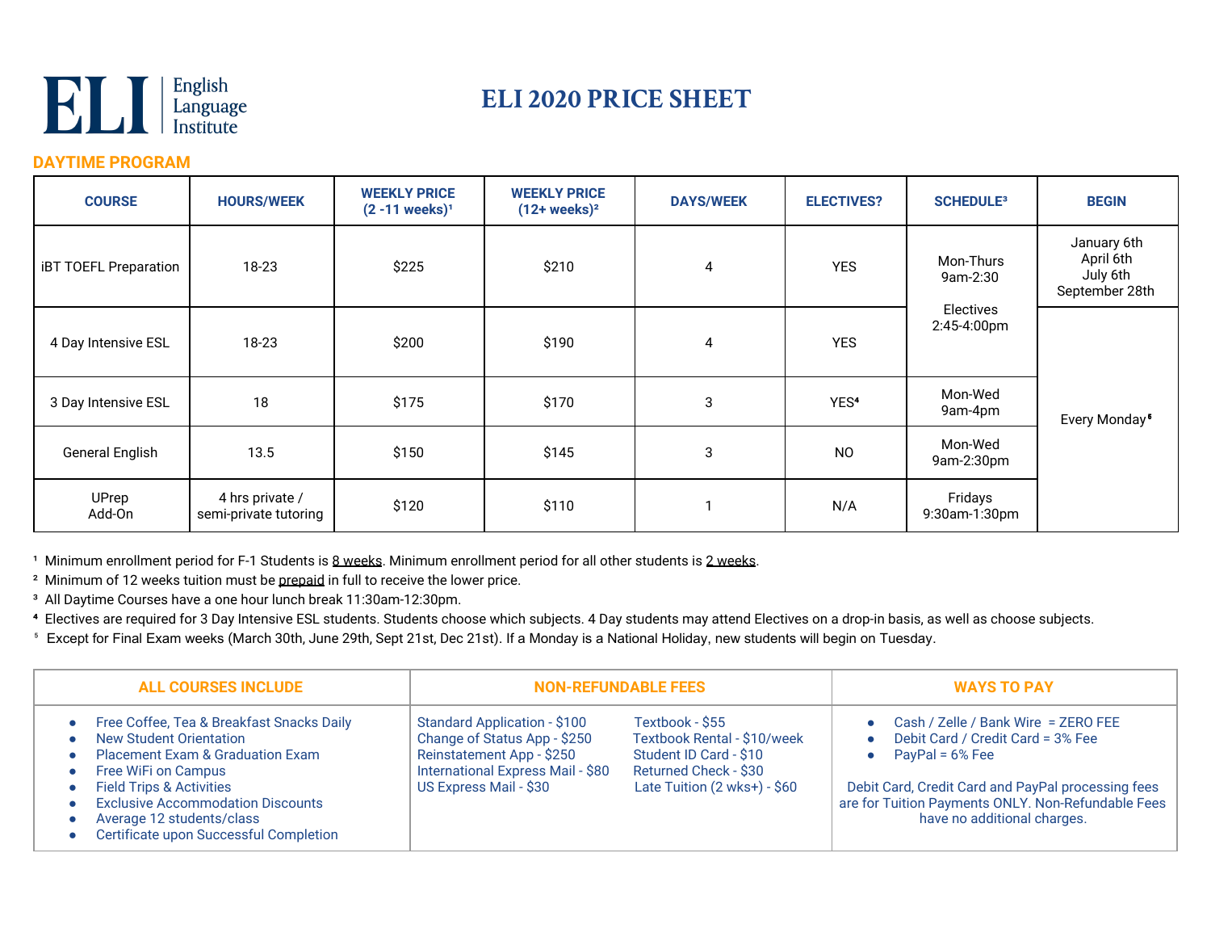# ELI 2020 PRICE SHEET

ELI | English Language Institute

## DAYTIME PROGRAM

| COURSE | HOURS/WEEK | WEEKLY PRICE (2 -11 weeks)[1] | WEEKLY PRICE (12+ weeks)[2] | DAYS/WEEK | ELECTIVES? | SCHEDULE[3] | BEGIN |
|---|---|---|---|---|---|---|---|
| iBT TOEFL Preparation | 18-23 | $225 | $210 | 4 | YES | Mon-Thurs 9am-2:30 Electives 2:45-4:00pm | January 6th April 6th July 6th September 28th |
| 4 Day Intensive ESL | 18-23 | $200 | $190 | 4 | YES | Mon-Thurs 9am-2:30 Electives 2:45-4:00pm | Every Monday[5] |
| 3 Day Intensive ESL | 18 | $175 | $170 | 3 | YES[4] | Mon-Wed 9am-4pm | Every Monday[5] |
| General English | 13.5 | $150 | $145 | 3 | NO | Mon-Wed 9am-2:30pm | Every Monday[5] |
| UPrep Add-On | 4 hrs private / semi-private tutoring | $120 | $110 | 1 | N/A | Fridays 9:30am-1:30pm | Every Monday[5] |

[1] Minimum enrollment period for F-1 Students is 8 weeks. Minimum enrollment period for all other students is 2 weeks.

[2] Minimum of 12 weeks tuition must be prepaid in full to receive the lower price.

[3] All Daytime Courses have a one hour lunch break 11:30am-12:30pm.

[4] Electives are required for 3 Day Intensive ESL students. Students choose which subjects. 4 Day students may attend Electives on a drop-in basis, as well as choose subjects.

[5] Except for Final Exam weeks (March 30th, June 29th, Sept 21st, Dec 21st). If a Monday is a National Holiday, new students will begin on Tuesday.

### ALL COURSES INCLUDE

- Free Coffee, Tea & Breakfast Snacks Daily
- New Student Orientation
- Placement Exam & Graduation Exam
- Free WiFi on Campus
- Field Trips & Activities
- Exclusive Accommodation Discounts
- Average 12 students/class
- Certificate upon Successful Completion

### NON-REFUNDABLE FEES

- Standard Application - $100
- Change of Status App - $250
- Reinstatement App - $250
- International Express Mail - $80
- US Express Mail - $30
- Textbook - $55
- Textbook Rental - $10/week
- Student ID Card - $10
- Returned Check - $30
- Late Tuition (2 wks+) - $60

### WAYS TO PAY

- Cash / Zelle / Bank Wire = ZERO FEE
- Debit Card / Credit Card = 3% Fee
- PayPal = 6% Fee

Debit Card, Credit Card and PayPal processing fees are for Tuition Payments ONLY. Non-Refundable Fees have no additional charges.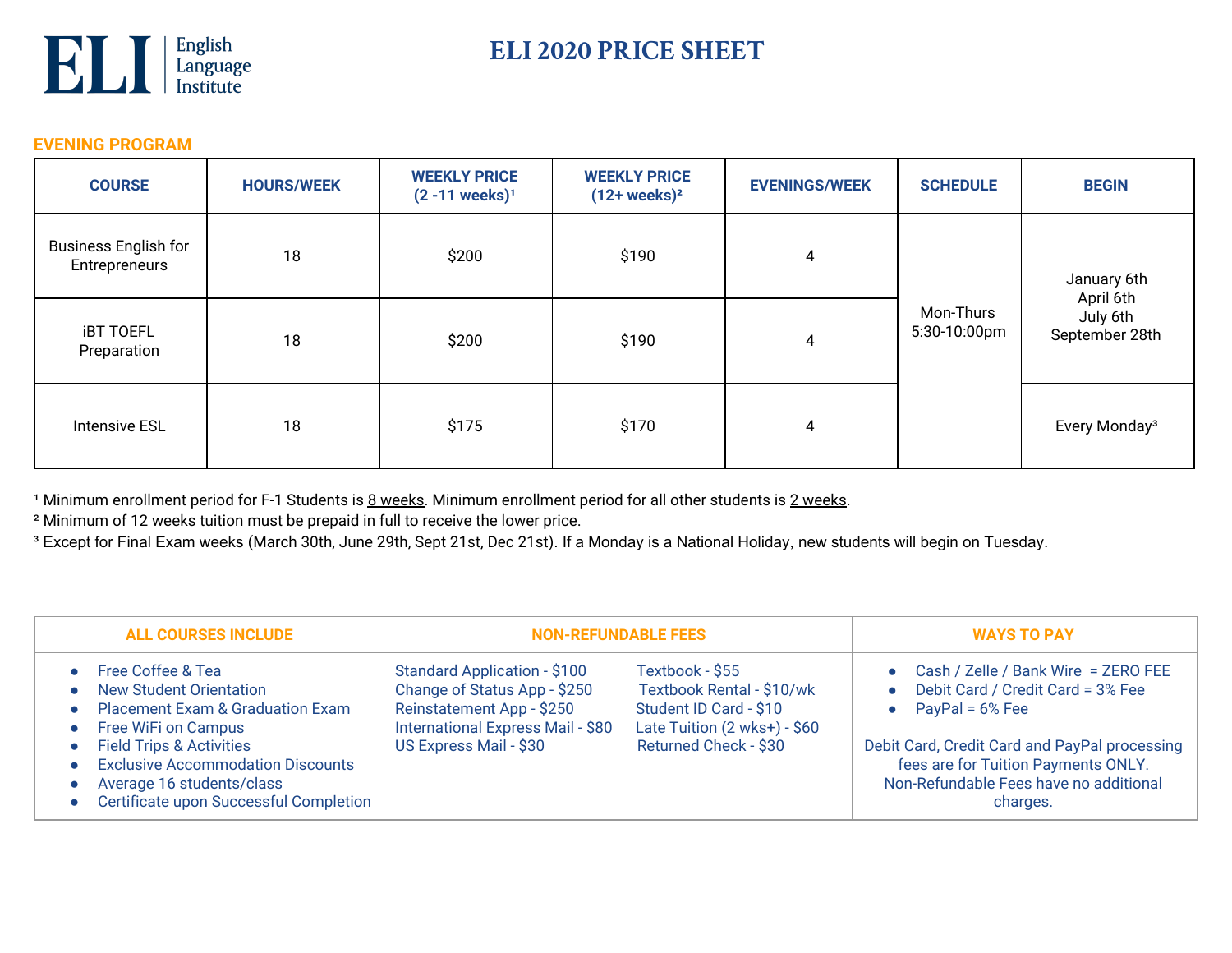# ELI 2020 PRICE SHEET

## EVENING PROGRAM

| COURSE | HOURS/WEEK | WEEKLY PRICE (2 -11 weeks)[1] | WEEKLY PRICE (12+ weeks)[2] | EVENINGS/WEEK | SCHEDULE | BEGIN |
|---|---|---|---|---|---|---|
| Business English for Entrepreneurs | 18 | $200 | $190 | 4 | Mon-Thurs 5:30-10:00pm | January 6th<br>April 6th<br>July 6th<br>September 28th |
| iBT TOEFL Preparation | 18 | $200 | $190 | 4 | | |
| Intensive ESL | 18 | $175 | $170 | 4 | | Every Monday[3] |

[1] Minimum enrollment period for F-1 Students is 8 weeks. Minimum enrollment period for all other students is 2 weeks.

[2] Minimum of 12 weeks tuition must be prepaid in full to receive the lower price.

[3] Except for Final Exam weeks (March 30th, June 29th, Sept 21st, Dec 21st). If a Monday is a National Holiday, new students will begin on Tuesday.

| ALL COURSES INCLUDE | NON-REFUNDABLE FEES | | WAYS TO PAY |
|---|---|---|---|
| • Free Coffee & Tea<br>• New Student Orientation<br>• Placement Exam & Graduation Exam<br>• Free WiFi on Campus<br>• Field Trips & Activities<br>• Exclusive Accommodation Discounts<br>• Average 16 students/class<br>• Certificate upon Successful Completion | Standard Application - $100<br>Change of Status App - $250<br>Reinstatement App - $250<br>International Express Mail - $80<br>US Express Mail - $30 | Textbook - $55<br>Textbook Rental - $10/wk<br>Student ID Card - $10<br>Late Tuition (2 wks+) - $60<br>Returned Check - $30 | • Cash / Zelle / Bank Wire = ZERO FEE<br>• Debit Card / Credit Card = 3% Fee<br>• PayPal = 6% Fee<br><br>Debit Card, Credit Card and PayPal processing fees are for Tuition Payments ONLY. Non-Refundable Fees have no additional charges. |